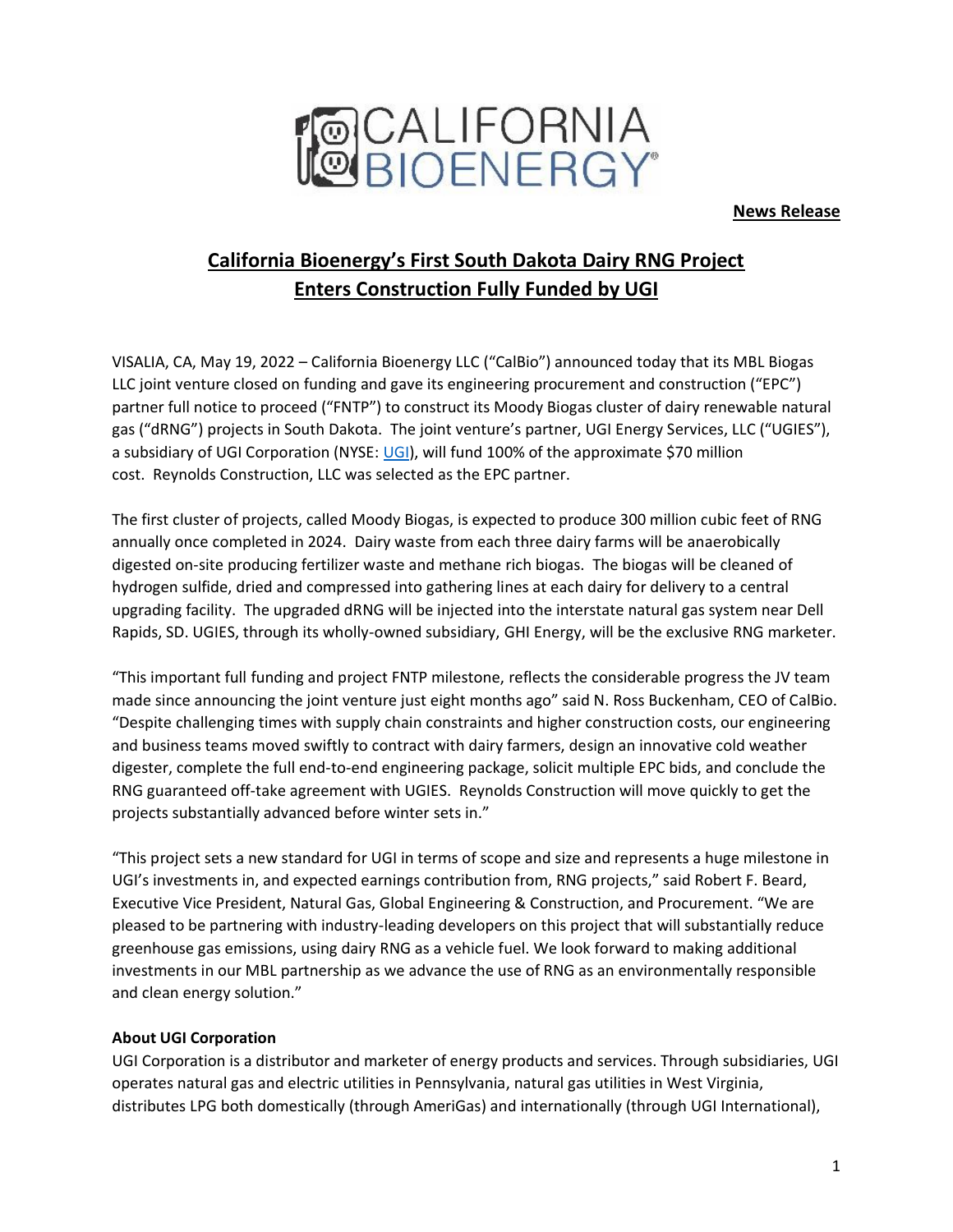CALIFORNIA BIOENERGY

**News Release**

# California Bioenergy's First South Dakota Dairy RNG Project Enters Construction Fully Funded by UGI

VISALIA, CA, May 19, 2022 – California Bioenergy LLC ("CalBio") announced today that its MBL Biogas LLC joint venture closed on funding and gave its engineering procurement and construction ("EPC") partner full notice to proceed ("FNTP") to construct its Moody Biogas cluster of dairy renewable natural gas ("dRNG") projects in South Dakota. The joint venture's partner, UGI Energy Services, LLC ("UGIES"), a subsidiary of UGI Corporation (NYSE: UGI), will fund 100% of the approximate $70 million cost. Reynolds Construction, LLC was selected as the EPC partner.

The first cluster of projects, called Moody Biogas, is expected to produce 300 million cubic feet of RNG annually once completed in 2024. Dairy waste from each three dairy farms will be anaerobically digested on-site producing fertilizer waste and methane rich biogas. The biogas will be cleaned of hydrogen sulfide, dried and compressed into gathering lines at each dairy for delivery to a central upgrading facility. The upgraded dRNG will be injected into the interstate natural gas system near Dell Rapids, SD. UGIES, through its wholly-owned subsidiary, GHI Energy, will be the exclusive RNG marketer.

"This important full funding and project FNTP milestone, reflects the considerable progress the JV team made since announcing the joint venture just eight months ago" said N. Ross Buckenham, CEO of CalBio. "Despite challenging times with supply chain constraints and higher construction costs, our engineering and business teams moved swiftly to contract with dairy farmers, design an innovative cold weather digester, complete the full end-to-end engineering package, solicit multiple EPC bids, and conclude the RNG guaranteed off-take agreement with UGIES. Reynolds Construction will move quickly to get the projects substantially advanced before winter sets in."

"This project sets a new standard for UGI in terms of scope and size and represents a huge milestone in UGI's investments in, and expected earnings contribution from, RNG projects," said Robert F. Beard, Executive Vice President, Natural Gas, Global Engineering & Construction, and Procurement. "We are pleased to be partnering with industry-leading developers on this project that will substantially reduce greenhouse gas emissions, using dairy RNG as a vehicle fuel. We look forward to making additional investments in our MBL partnership as we advance the use of RNG as an environmentally responsible and clean energy solution."

**About UGI Corporation**

UGI Corporation is a distributor and marketer of energy products and services. Through subsidiaries, UGI operates natural gas and electric utilities in Pennsylvania, natural gas utilities in West Virginia, distributes LPG both domestically (through AmeriGas) and internationally (through UGI International),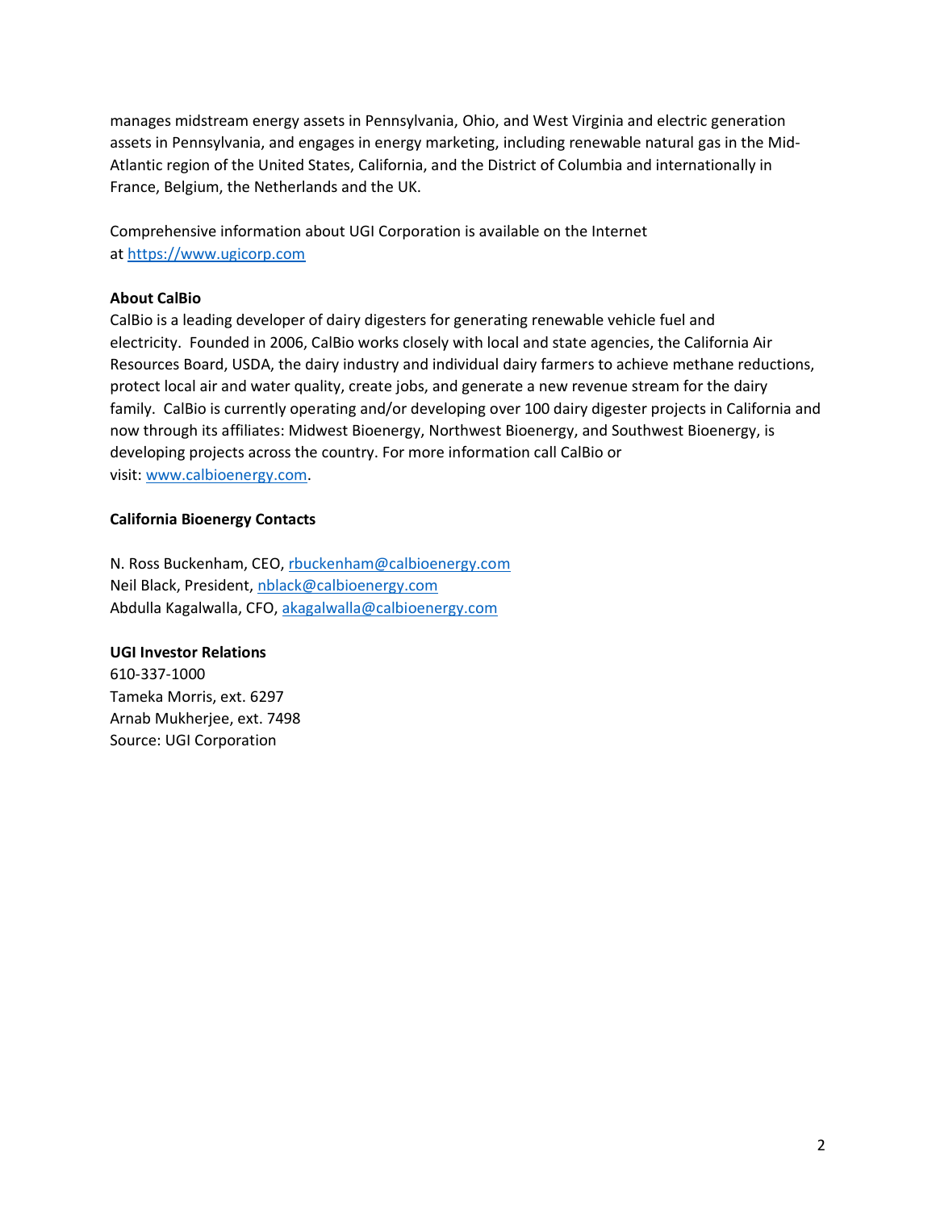manages midstream energy assets in Pennsylvania, Ohio, and West Virginia and electric generation assets in Pennsylvania, and engages in energy marketing, including renewable natural gas in the Mid-Atlantic region of the United States, California, and the District of Columbia and internationally in France, Belgium, the Netherlands and the UK.

Comprehensive information about UGI Corporation is available on the Internet at https://www.ugicorp.com

**About CalBio**

CalBio is a leading developer of dairy digesters for generating renewable vehicle fuel and electricity. Founded in 2006, CalBio works closely with local and state agencies, the California Air Resources Board, USDA, the dairy industry and individual dairy farmers to achieve methane reductions, protect local air and water quality, create jobs, and generate a new revenue stream for the dairy family. CalBio is currently operating and/or developing over 100 dairy digester projects in California and now through its affiliates: Midwest Bioenergy, Northwest Bioenergy, and Southwest Bioenergy, is developing projects across the country. For more information call CalBio or visit: www.calbioenergy.com.

**California Bioenergy Contacts**

N. Ross Buckenham, CEO, rbuckenham@calbioenergy.com
Neil Black, President, nblack@calbioenergy.com
Abdulla Kagalwalla, CFO, akagalwalla@calbioenergy.com

**UGI Investor Relations**
610-337-1000
Tameka Morris, ext. 6297
Arnab Mukherjee, ext. 7498
Source: UGI Corporation